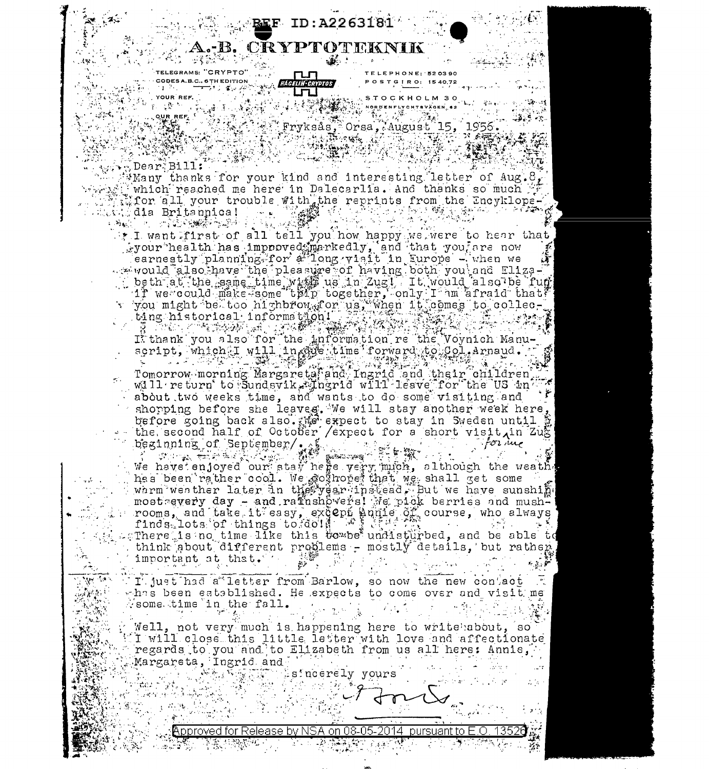REF ID:A2263181

# A.-B. CRYPTOTEKNIK

TELEGRAMS: "CRYPTO"
CODES A.B.C., 6TH EDITION

HAGELIN-CRYPTOS

TELEPHONE: 52 03 90
POSTGIRO: 15 40.72

YOUR REF.

OUR REF.

STOCKHOLM 30
NORDENFLYCHTSVÄGEN 62

Fryksås, Orsa, August 15, 1956.

Dear Bill:

Many thanks for your kind and interesting letter of Aug. 8, which reached me here in Dalecarlia. And thanks so much for all your trouble with the reprints from the Encyklopedia Britannica!

I want first of all tell you how happy we were to hear that your health has improved markedly, and that you are now earnestly planning for a long visit in Europe - when we would also have the pleasure of having both you and Elizabeth at the same time with us in Zug! It would also be fun if we could make some trip together, only I am afraid that you might be too highbrow for us, when it comes to collecting historical information!

I thank you also for the information re the Voynich Manuscript, which I will in due time forward to Col. Arnaud.

Tomorrow morning Margareta and Ingrid and their children will return to Sundsvik. Ingrid will leave for the US in about two weeks time, and wants to do some visiting and shopping before she leaves. We will stay another week here, before going back also. We expect to stay in Sweden until the second half of October /expect for a short visit for me in Zug beginning of September/.

We have enjoyed our stay here very much, although the weather has been rather cool. We do hope that we shall get some warm weather later in the year instead. But we have sunshine most every day - and rainshowers! We pick berries and mushrooms, and take it easy, except Annie of course, who always finds lots of things to do!
There is no time like this to be undisturbed, and be able to think about different problems - mostly details, but rather important at that.

I just had a letter from Barlow, so now the new contact has been established. He expects to come over and visit me some time in the fall.

Well, not very much is happening here to write about, so I will close this little letter with love and affectionate regards to you and to Elizabeth from us all here: Annie, Margareta, Ingrid and

sincerely yours

[signature]

Approved for Release by NSA on 08-05-2014 pursuant to E.O. 13526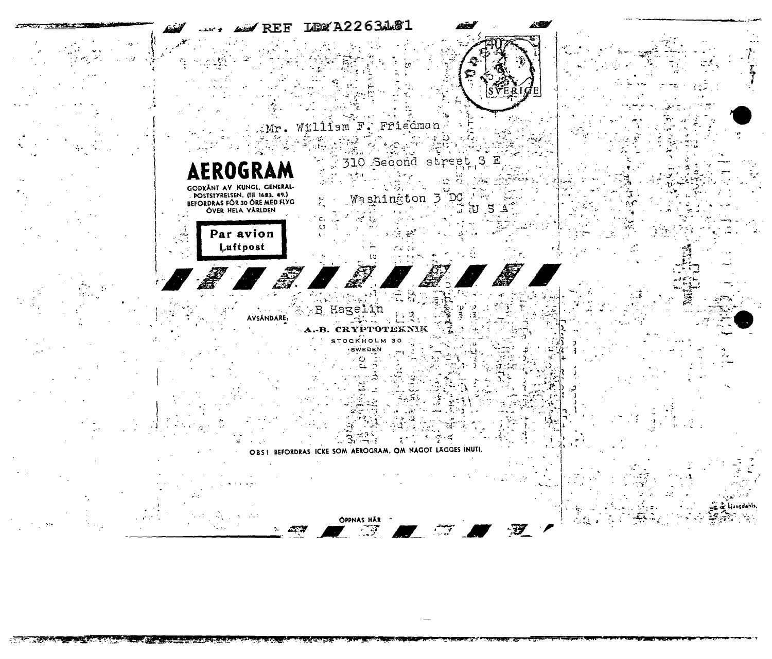REF ID:A2263181

40 SVERIGE

Mr. William F. Friedman

310 Second street S E

Washington 3 DC

U S A

# AEROGRAM

GODKÄNT AV KUNGL. GENERAL-POSTSTYRELSEN. (III 1683. 49.) BEFORDRAS FÖR 30 ÖRE MED FLYG ÖVER HELA VÄRLDEN

**Par avion**
**Luftpost**

AVSÄNDARE: B Hagelin

**A.-B. CRYPTOTEKNIK**
STOCKHOLM 30
SWEDEN

OBS! BEFORDRAS ICKE SOM AEROGRAM, OM NÅGOT LÄGGES INUTI.

ÖPPNAS HÄR

Ljungdahls,